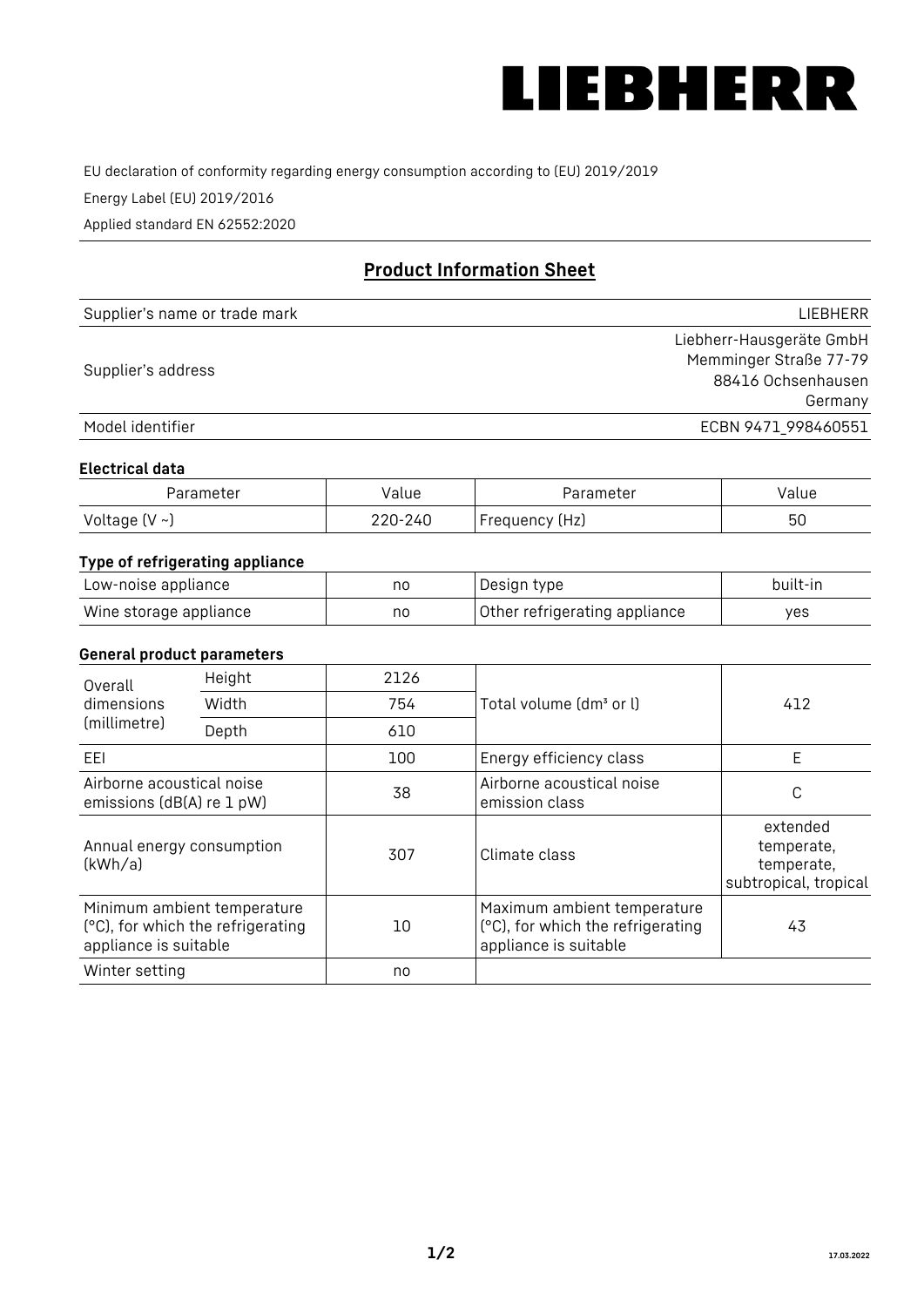# LIEBHERR

EU declaration of conformity regarding energy consumption according to (EU) 2019/2019

Energy Label (EU) 2019/2016

Applied standard EN 62552:2020

## Product Information Sheet

| | |
|---|---|
| Supplier's name or trade mark | LIEBHERR |
| Supplier's address | Liebherr-Hausgeräte GmbH<br>Memminger Straße 77-79<br>88416 Ochsenhausen<br>Germany |
| Model identifier | ECBN 9471_998460551 |

### Electrical data

| Parameter | Value | Parameter | Value |
|---|---|---|---|
| Voltage (V ~) | 220-240 | Frequency (Hz) | 50 |

### Type of refrigerating appliance

| | | | |
|---|---|---|---|
| Low-noise appliance | no | Design type | built-in |
| Wine storage appliance | no | Other refrigerating appliance | yes |

### General product parameters

| | | | | |
|---|---|---|---|---|
| Overall dimensions (millimetre) | Height | 2126 | Total volume (dm³ or l) | 412 |
| | Width | 754 | | |
| | Depth | 610 | | |
| EEI | | 100 | Energy efficiency class | E |
| Airborne acoustical noise emissions (dB(A) re 1 pW) | | 38 | Airborne acoustical noise emission class | C |
| Annual energy consumption (kWh/a) | | 307 | Climate class | extended temperate, temperate, subtropical, tropical |
| Minimum ambient temperature (°C), for which the refrigerating appliance is suitable | | 10 | Maximum ambient temperature (°C), for which the refrigerating appliance is suitable | 43 |
| Winter setting | | no | | |

17.03.2022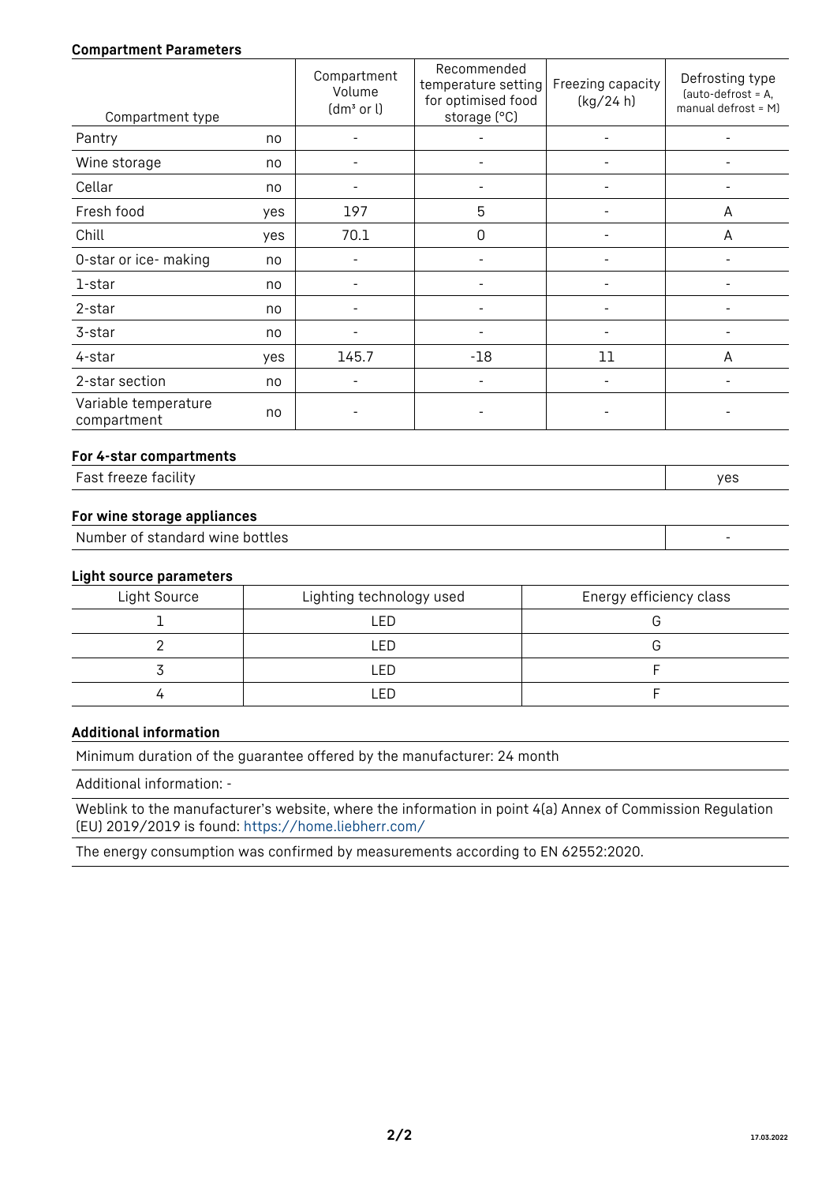**Compartment Parameters**

| Compartment type | | Compartment Volume (dm³ or l) | Recommended temperature setting for optimised food storage (°C) | Freezing capacity (kg/24 h) | Defrosting type (auto-defrost = A, manual defrost = M) |
|---|---|---|---|---|---|
| Pantry | no | - | - | - | - |
| Wine storage | no | - | - | - | - |
| Cellar | no | - | - | - | - |
| Fresh food | yes | 197 | 5 | - | A |
| Chill | yes | 70.1 | 0 | - | A |
| 0-star or ice- making | no | - | - | - | - |
| 1-star | no | - | - | - | - |
| 2-star | no | - | - | - | - |
| 3-star | no | - | - | - | - |
| 4-star | yes | 145.7 | -18 | 11 | A |
| 2-star section | no | - | - | - | - |
| Variable temperature compartment | no | - | - | - | - |

**For 4-star compartments**

| | |
|---|---|
| Fast freeze facility | yes |

**For wine storage appliances**

| | |
|---|---|
| Number of standard wine bottles | - |

**Light source parameters**

| Light Source | Lighting technology used | Energy efficiency class |
|---|---|---|
| 1 | LED | G |
| 2 | LED | G |
| 3 | LED | F |
| 4 | LED | F |

**Additional information**

Minimum duration of the guarantee offered by the manufacturer: 24 month

Additional information: -

Weblink to the manufacturer's website, where the information in point 4(a) Annex of Commission Regulation (EU) 2019/2019 is found: https://home.liebherr.com/

The energy consumption was confirmed by measurements according to EN 62552:2020.

17.03.2022